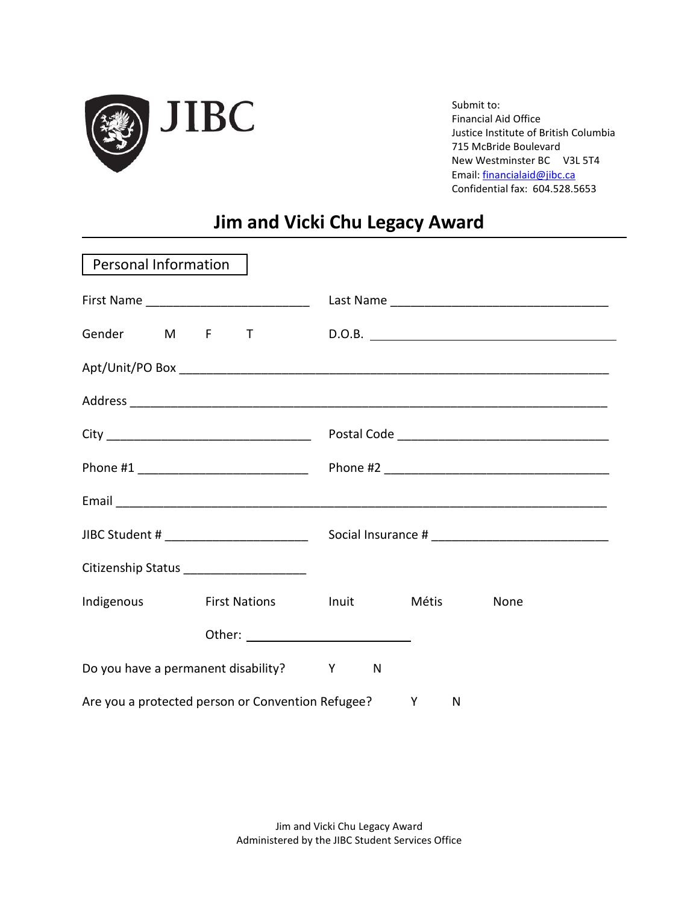JIBC

Submit to:
Financial Aid Office
Justice Institute of British Columbia
715 McBride Boulevard
New Westminster BC V3L 5T4
Email: financialaid@jibc.ca
Confidential fax: 604.528.5653

# Jim and Vicki Chu Legacy Award

## Personal Information

First Name ________________________ Last Name ______________________________

Gender M F T D.O.B. ______________________________

Apt/Unit/PO Box ______________________________________________________________

Address _____________________________________________________________________

City ____________________________ Postal Code ______________________________

Phone #1 ________________________ Phone #2 ________________________________

Email _______________________________________________________________________

JIBC Student # _____________________ Social Insurance # __________________________

Citizenship Status _________________

Indigenous First Nations Inuit Métis None

Other: ______________________

Do you have a permanent disability? Y N

Are you a protected person or Convention Refugee? Y N

Jim and Vicki Chu Legacy Award
Administered by the JIBC Student Services Office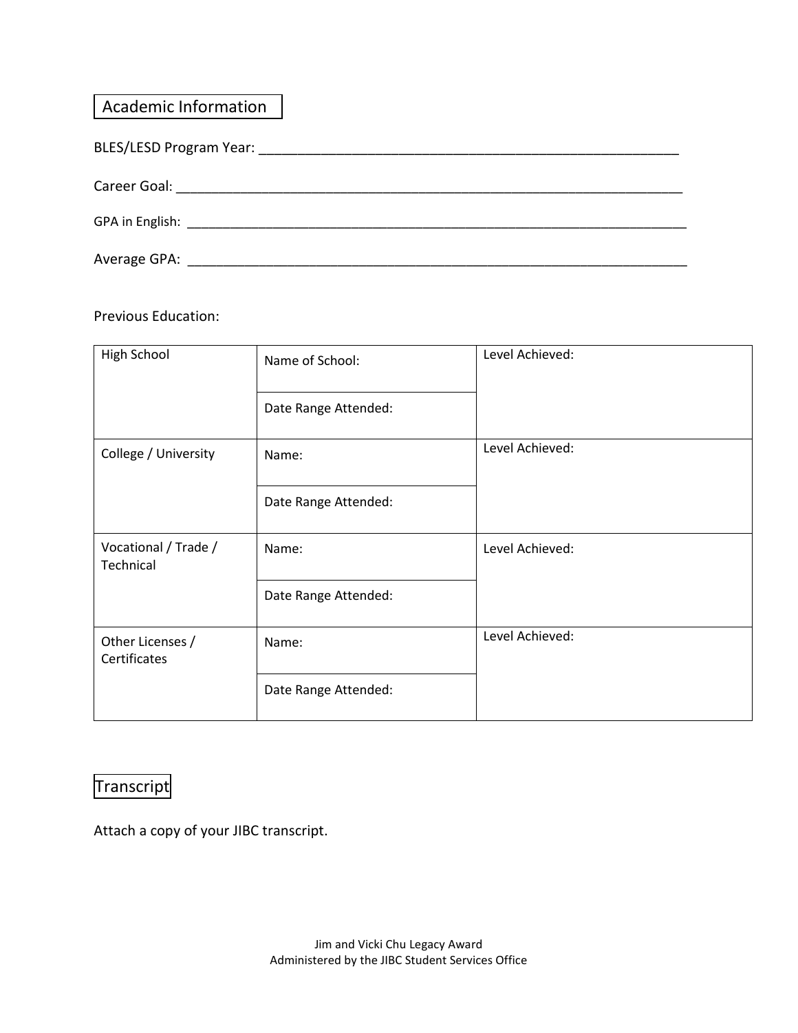## Academic Information

BLES/LESD Program Year: ________________________________________________________

Career Goal: ___________________________________________________________________

GPA in English: ________________________________________________________________

Average GPA: __________________________________________________________________

Previous Education:

| | | |
|---|---|---|
| High School | Name of School: | Level Achieved: |
| | Date Range Attended: | |
| College / University | Name: | Level Achieved: |
| | Date Range Attended: | |
| Vocational / Trade / Technical | Name: | Level Achieved: |
| | Date Range Attended: | |
| Other Licenses / Certificates | Name: | Level Achieved: |
| | Date Range Attended: | |

## Transcript

Attach a copy of your JIBC transcript.

Jim and Vicki Chu Legacy Award
Administered by the JIBC Student Services Office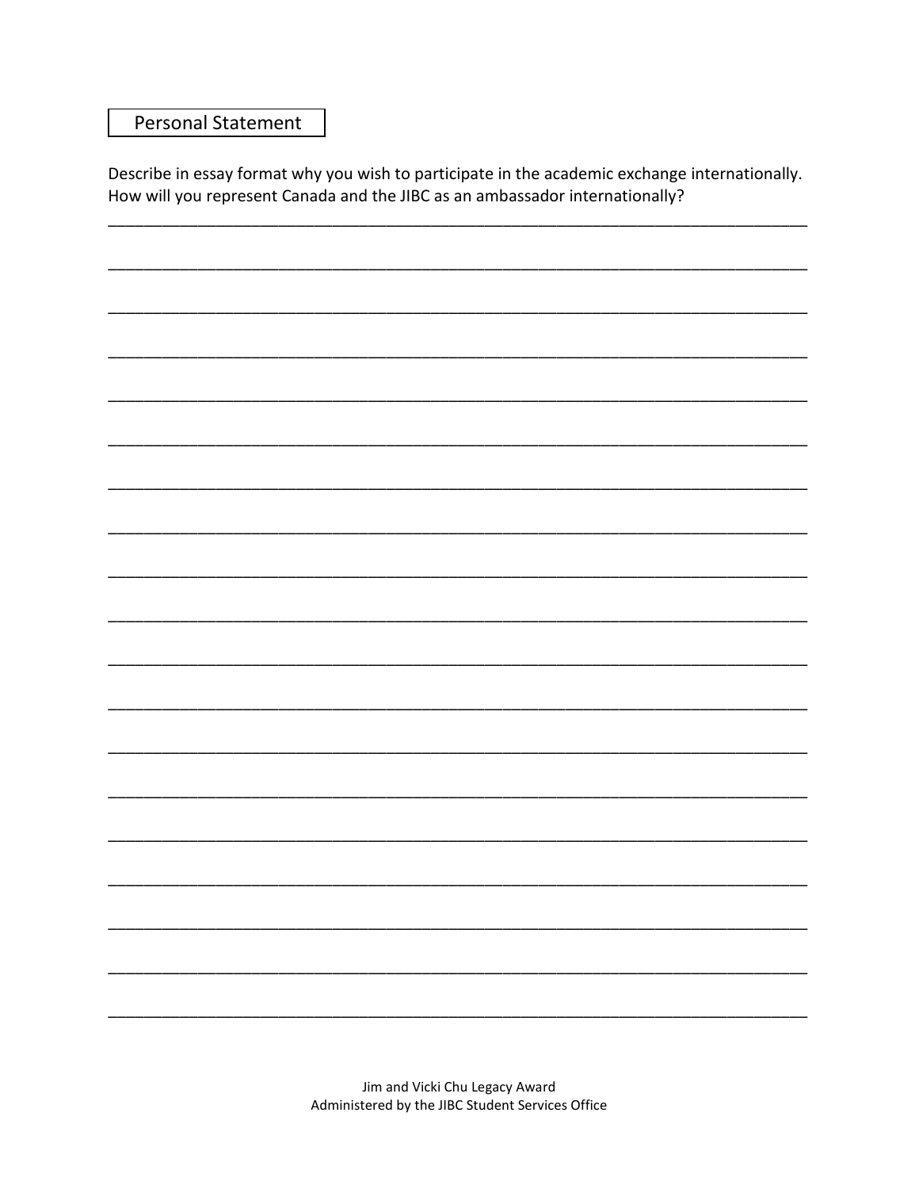## Personal Statement

Describe in essay format why you wish to participate in the academic exchange internationally. How will you represent Canada and the JIBC as an ambassador internationally?

_____________________________________________________________________________

_____________________________________________________________________________

_____________________________________________________________________________

_____________________________________________________________________________

_____________________________________________________________________________

_____________________________________________________________________________

_____________________________________________________________________________

_____________________________________________________________________________

_____________________________________________________________________________

_____________________________________________________________________________

_____________________________________________________________________________

_____________________________________________________________________________

_____________________________________________________________________________

_____________________________________________________________________________

_____________________________________________________________________________

_____________________________________________________________________________

_____________________________________________________________________________

_____________________________________________________________________________

_____________________________________________________________________________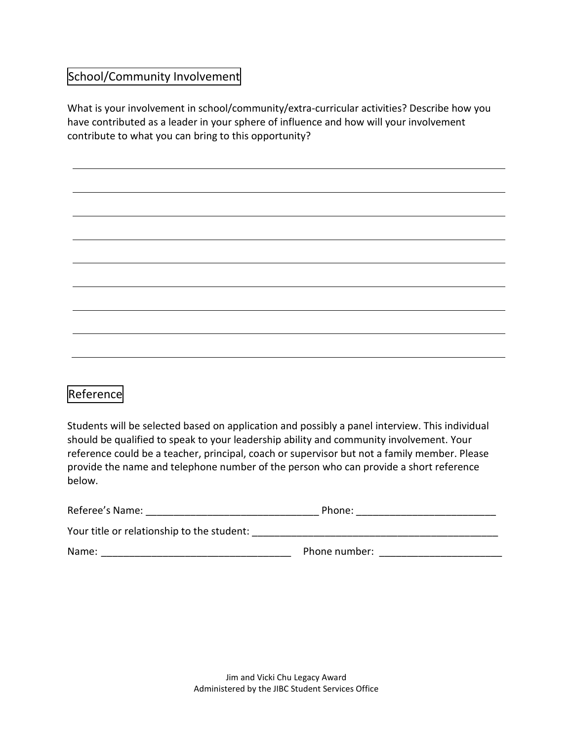## School/Community Involvement

What is your involvement in school/community/extra-curricular activities? Describe how you have contributed as a leader in your sphere of influence and how will your involvement contribute to what you can bring to this opportunity?

_______________________________________________________________________________

_______________________________________________________________________________

_______________________________________________________________________________

_______________________________________________________________________________

_______________________________________________________________________________

_______________________________________________________________________________

_______________________________________________________________________________

_______________________________________________________________________________

_______________________________________________________________________________

## Reference

Students will be selected based on application and possibly a panel interview. This individual should be qualified to speak to your leadership ability and community involvement. Your reference could be a teacher, principal, coach or supervisor but not a family member. Please provide the name and telephone number of the person who can provide a short reference below.

Referee's Name: _______________________________ Phone: _________________________

Your title or relationship to the student: _____________________________________________

Name: __________________________________ Phone number: ______________________

Jim and Vicki Chu Legacy Award
Administered by the JIBC Student Services Office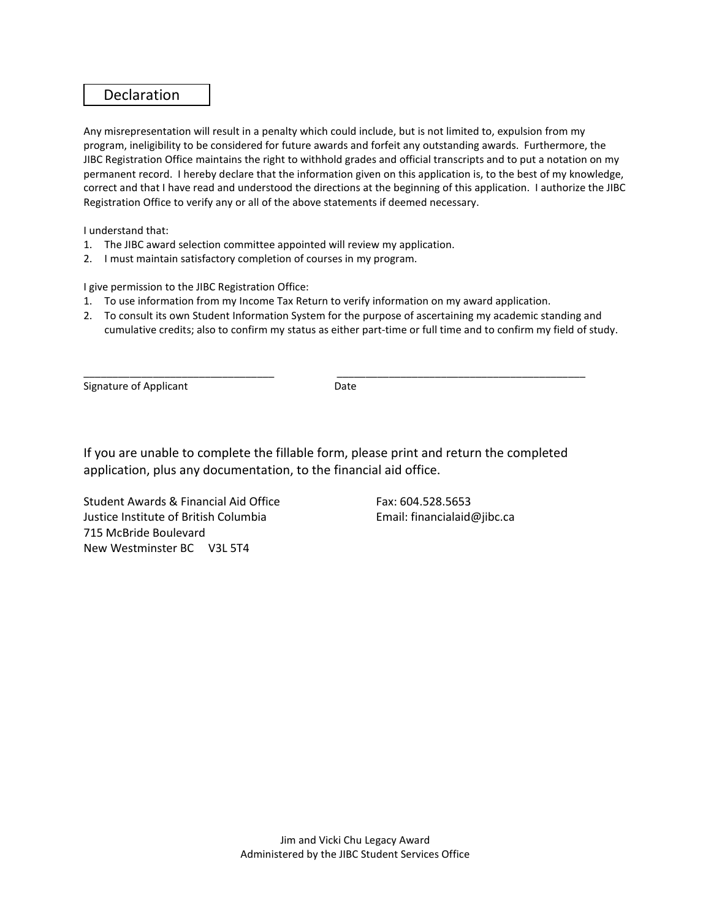## Declaration

Any misrepresentation will result in a penalty which could include, but is not limited to, expulsion from my program, ineligibility to be considered for future awards and forfeit any outstanding awards. Furthermore, the JIBC Registration Office maintains the right to withhold grades and official transcripts and to put a notation on my permanent record. I hereby declare that the information given on this application is, to the best of my knowledge, correct and that I have read and understood the directions at the beginning of this application. I authorize the JIBC Registration Office to verify any or all of the above statements if deemed necessary.

I understand that:

1. The JIBC award selection committee appointed will review my application.
2. I must maintain satisfactory completion of courses in my program.

I give permission to the JIBC Registration Office:

1. To use information from my Income Tax Return to verify information on my award application.
2. To consult its own Student Information System for the purpose of ascertaining my academic standing and cumulative credits; also to confirm my status as either part-time or full time and to confirm my field of study.

_________________________________ _____________________________________________

Signature of Applicant Date

If you are unable to complete the fillable form, please print and return the completed application, plus any documentation, to the financial aid office.

Student Awards & Financial Aid Office
Justice Institute of British Columbia
715 McBride Boulevard
New Westminster BC V3L 5T4

Fax: 604.528.5653
Email: financialaid@jibc.ca

Jim and Vicki Chu Legacy Award
Administered by the JIBC Student Services Office